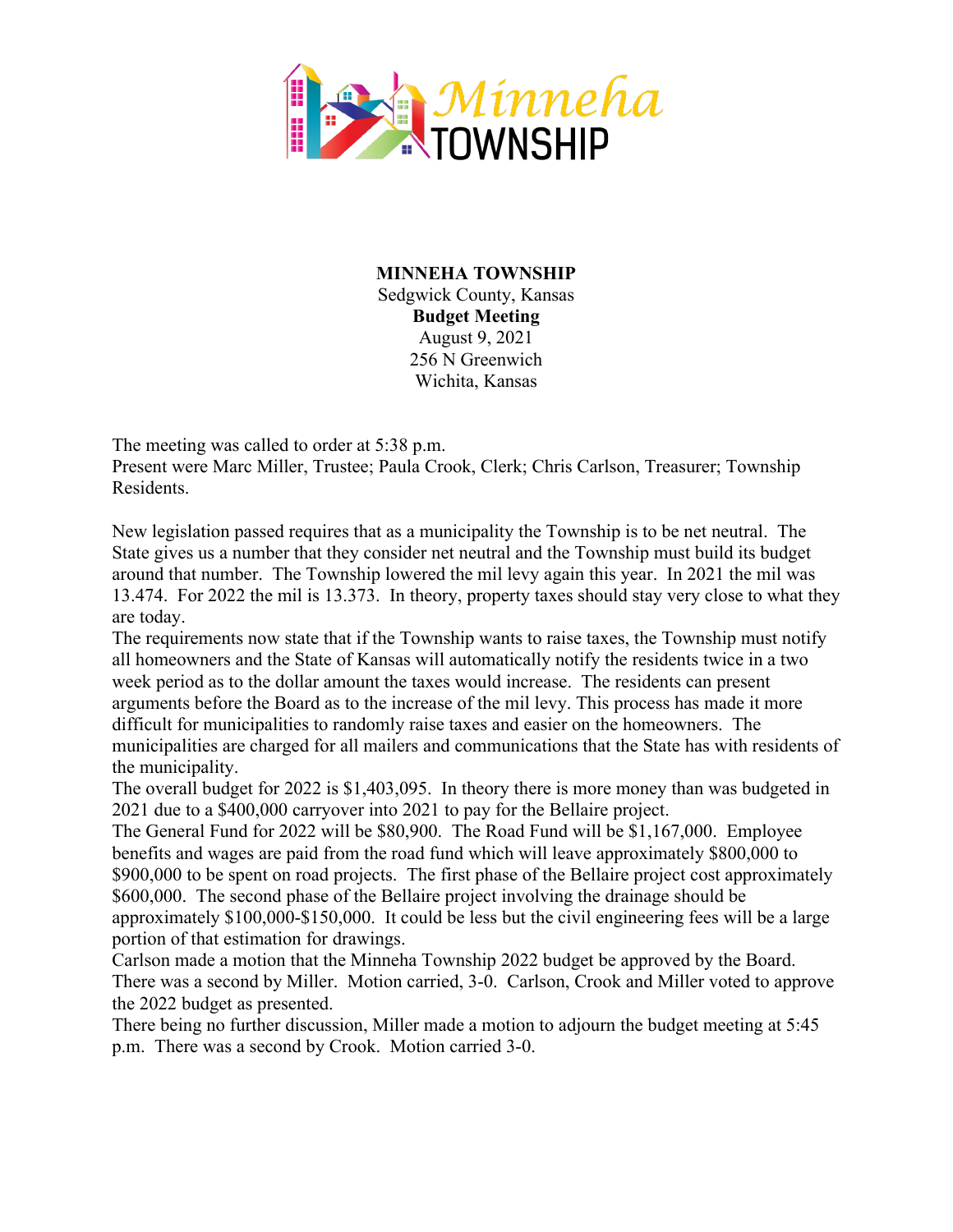**MINNEHA TOWNSHIP**
Sedgwick County, Kansas
**Budget Meeting**
August 9, 2021
256 N Greenwich
Wichita, Kansas

The meeting was called to order at 5:38 p.m.
Present were Marc Miller, Trustee; Paula Crook, Clerk; Chris Carlson, Treasurer; Township Residents.

New legislation passed requires that as a municipality the Township is to be net neutral. The State gives us a number that they consider net neutral and the Township must build its budget around that number. The Township lowered the mil levy again this year. In 2021 the mil was 13.474. For 2022 the mil is 13.373. In theory, property taxes should stay very close to what they are today.
The requirements now state that if the Township wants to raise taxes, the Township must notify all homeowners and the State of Kansas will automatically notify the residents twice in a two week period as to the dollar amount the taxes would increase. The residents can present arguments before the Board as to the increase of the mil levy. This process has made it more difficult for municipalities to randomly raise taxes and easier on the homeowners. The municipalities are charged for all mailers and communications that the State has with residents of the municipality.
The overall budget for 2022 is $1,403,095. In theory there is more money than was budgeted in 2021 due to a $400,000 carryover into 2021 to pay for the Bellaire project.
The General Fund for 2022 will be $80,900. The Road Fund will be $1,167,000. Employee benefits and wages are paid from the road fund which will leave approximately $800,000 to $900,000 to be spent on road projects. The first phase of the Bellaire project cost approximately $600,000. The second phase of the Bellaire project involving the drainage should be approximately $100,000-$150,000. It could be less but the civil engineering fees will be a large portion of that estimation for drawings.
Carlson made a motion that the Minneha Township 2022 budget be approved by the Board. There was a second by Miller. Motion carried, 3-0. Carlson, Crook and Miller voted to approve the 2022 budget as presented.
There being no further discussion, Miller made a motion to adjourn the budget meeting at 5:45 p.m. There was a second by Crook. Motion carried 3-0.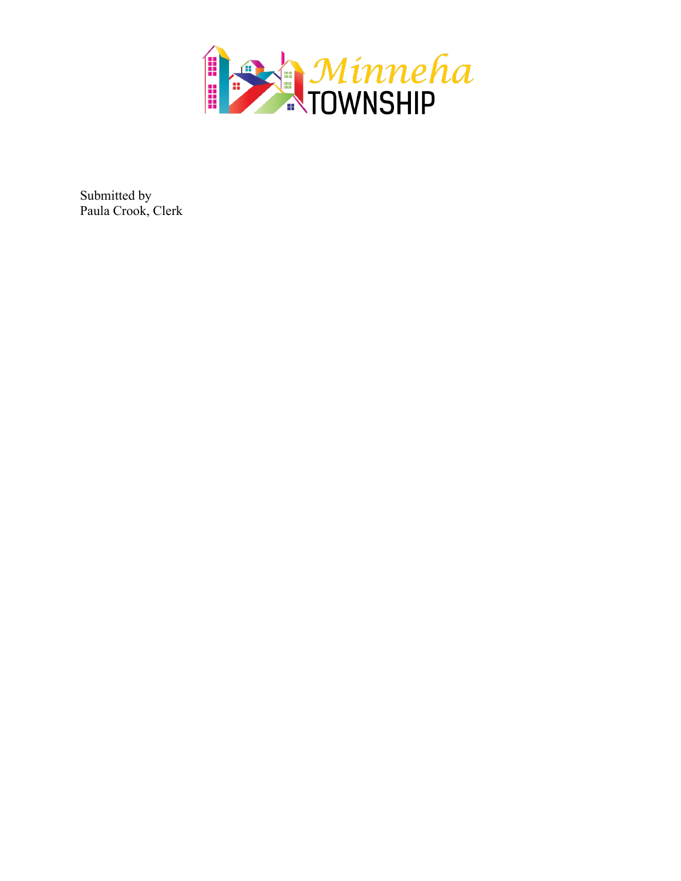Submitted by
Paula Crook, Clerk